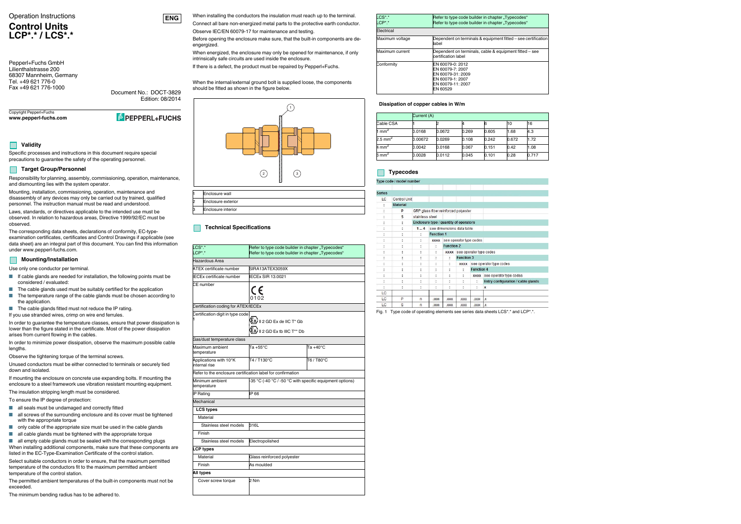Operation Instructions

ENG

# Control Units LCP*.* / LCS*.*

Pepperl+Fuchs GmbH
Lilienthalstrasse 200
68307 Mannheim, Germany
Tel. +49 621 776-0
Fax +49 621 776-1000

Document No.: DOCT-3829
Edition: 08/2014

Copyright Pepperl+Fuchs
**www.pepperl-fuchs.com**

PEPPERL+FUCHS

## Validity

Specific processes and instructions in this document require special precautions to guarantee the safety of the operating personnel.

## Target Group/Personnel

Responsibility for planning, assembly, commissioning, operation, maintenance, and dismounting lies with the system operator.

Mounting, installation, commissioning, operation, maintenance and disassembly of any devices may only be carried out by trained, qualified personnel. The instruction manual must be read and understood.

Laws, standards, or directives applicable to the intended use must be observed. In relation to hazardous areas, Directive 1999/92/EC must be observed.

The corresponding data sheets, declarations of conformity, EC-type-examination certificates, certificates and Control Drawings if applicable (see data sheet) are an integral part of this document. You can find this information under www.pepperl-fuchs.com.

## Mounting/Installation

Use only one conductor per terminal.

- If cable glands are needed for installation, the following points must be considered / evaluated:
- The cable glands used must be suitably certified for the application
- The temperature range of the cable glands must be chosen according to the application.
- The cable glands fitted must not reduce the IP rating.

If you use stranded wires, crimp on wire end ferrules.

In order to guarantee the temperature classes, ensure that power dissipation is lower than the figure stated in the certificate. Most of the power dissipation arises from current flowing in the cables.

In order to minimize power dissipation, observe the maximum possible cable lengths.

Observe the tightening torque of the terminal screws.

Unused conductors must be either connected to terminals or securely tied down and isolated.

If mounting the enclosure on concrete use expanding bolts. If mounting the enclosure to a steel framework use vibration resistant mounting equipment.

The insulation stripping length must be considered.

To ensure the IP degree of protection:

- all seals must be undamaged and correctly fitted
- all screws of the surrounding enclosure and its cover must be tightened with the appropriate torque
- only cable of the appropriate size must be used in the cable glands
- all cable glands must be tightened with the appropriate torque
- all empty cable glands must be sealed with the corresponding plugs

When installing additional components, make sure that these components are listed in the EC-Type-Examination Certificate of the control station.

Select suitable conductors in order to ensure, that the maximum permitted temperature of the conductors fit to the maximum permitted ambient temperature of the control station.

The permitted ambient temperatures of the built-in components must not be exceeded.

The minimum bending radius has to be adhered to.

When installing the conductors the insulation must reach up to the terminal.

Connect all bare non-energized metal parts to the protective earth conductor.

Observe IEC/EN 60079-17 for maintenance and testing.

Before opening the enclosure make sure, that the built-in components are de-engergized.

When energized, the enclosure may only be opened for maintenance, if only intrinsically safe circuits are used inside the enclosure.

If there is a defect, the product must be repaired by Pepperl+Fuchs.

When the internal/external ground bolt is supplied loose, the components should be fitted as shown in the figure below.

| | |
|---|---|
| 1 | Enclosure wall |
| 2 | Enclosure exterior |
| 3 | Enclosure interior |

## Technical Specifications

| | | |
|---|---|---|
| LCS*.* | Refer to type code builder in chapter „Typecodes" | |
| LCP*.* | Refer to type code builder in chapter „Typecodes" | |
| **Hazardous Area** | | |
| ATEX certificate number | SIRA13ATEX3059X | |
| IECEx certificate number | IECEx SIR 13.0021 | |
| CE number | CE 0102 | |
| **Certification coding for ATEX/IECEx** | | |
| Certification digit in type code 1 | Ex II 2 GD Ex de IIC T* Gb<br>Ex II 2 GD Ex tb IIIC T** Db | |
| **Gas/dust temperature class** | | |
| Maximum ambient temperature | Ta +55°C | Ta +40°C |
| Applications with 10°K internal rise | T4 / T130°C | T6 / T80°C |
| Refer to the enclosure certification label for confirmation | | |
| Minimum ambient temperature | -35 °C (-40 °C / -50 °C with specific equipment options) | |
| IP Rating | IP 66 | |
| **Mechanical** | | |
| **LCS types** | | |
| Material | | |
| Stainless steel models | 316L | |
| Finish | | |
| Stainless steel models | Electropolished | |
| **LCP types** | | |
| Material | Glass reinforced polyester | |
| Finish | As moulded | |
| **All types** | | |
| Cover screw torque | 2 Nm | |

| | |
|---|---|
| LCS*.* | Refer to type code builder in chapter „Typecodes" |
| LCP*.* | Refer to type code builder in chapter „Typecodes" |
| **Electrical** | |
| Maximum voltage | Dependent on terminals & equipment fitted – see certification label |
| Maximum current | Dependent on terminals, cable & equipment fitted – see certification label |
| Conformity | EN 60079-0: 2012<br>EN 60079-7: 2007<br>EN 60079-31: 2009<br>EN 60079-1: 2007<br>EN 60079-11: 2007<br>EN 60529 |

### Dissipation of copper cables in W/m

| | Current (A) | | | | | |
|---|---|---|---|---|---|---|
| Cable CSA | 1 | 2 | 4 | 6 | 10 | 16 |
| 1 mm² | 0.0168 | 0.0672 | 0.269 | 0.605 | 1.68 | 4.3 |
| 2.5 mm² | 0.00672 | 0.0269 | 0.108 | 0.242 | 0.672 | 1.72 |
| 4 mm² | 0.0042 | 0.0168 | 0.067 | 0.151 | 0.42 | 1.08 |
| 6 mm² | 0.0028 | 0.0112 | 0.045 | 0.101 | 0.28 | 0.717 |

## Typecodes

Type code / model number

| | | | | | | | |
|---|---|---|---|---|---|---|---|
| **Series** | | | | | | | |
| LC | Control Unit | | | | | | |
| : | **Material** | | | | | | |
| : | P | GRP glass fiber reinforced polyester | | | | | |
| : | S | stainless steel | | | | | |
| : | : | **Enclosure type / quantity of operators** | | | | | |
| : | : | 1 ... 4 | see dimensions data table | | | | |
| : | : | : | **Function 1** | | | | |
| : | : | : | xxxx | see operator type codes | | | |
| : | : | : | : | **Function 2** | | | |
| : | : | : | : | xxxx | see operator type codes | | |
| : | : | : | : | : | **Function 3** | | |
| : | : | : | : | : | xxxx | see operator type codes | |
| : | : | : | : | : | : | **Function 4** | |
| : | : | : | : | : | : | xxxx | see operator type codes |
| : | : | : | : | : | : | : | **Entry configuration / cable glands** |
| : | : | : | : | : | : | : | x |
| LC | | | | | | | |
| LC | P | n | .xxxx | .xxxx | .xxxx | .xxxx | .x |
| LC | S | n | .xxxx | .xxxx | .xxxx | .xxxx | .x |

Fig. 1 Type code of operating elements see series data sheets LCS*.* and LCP*.*.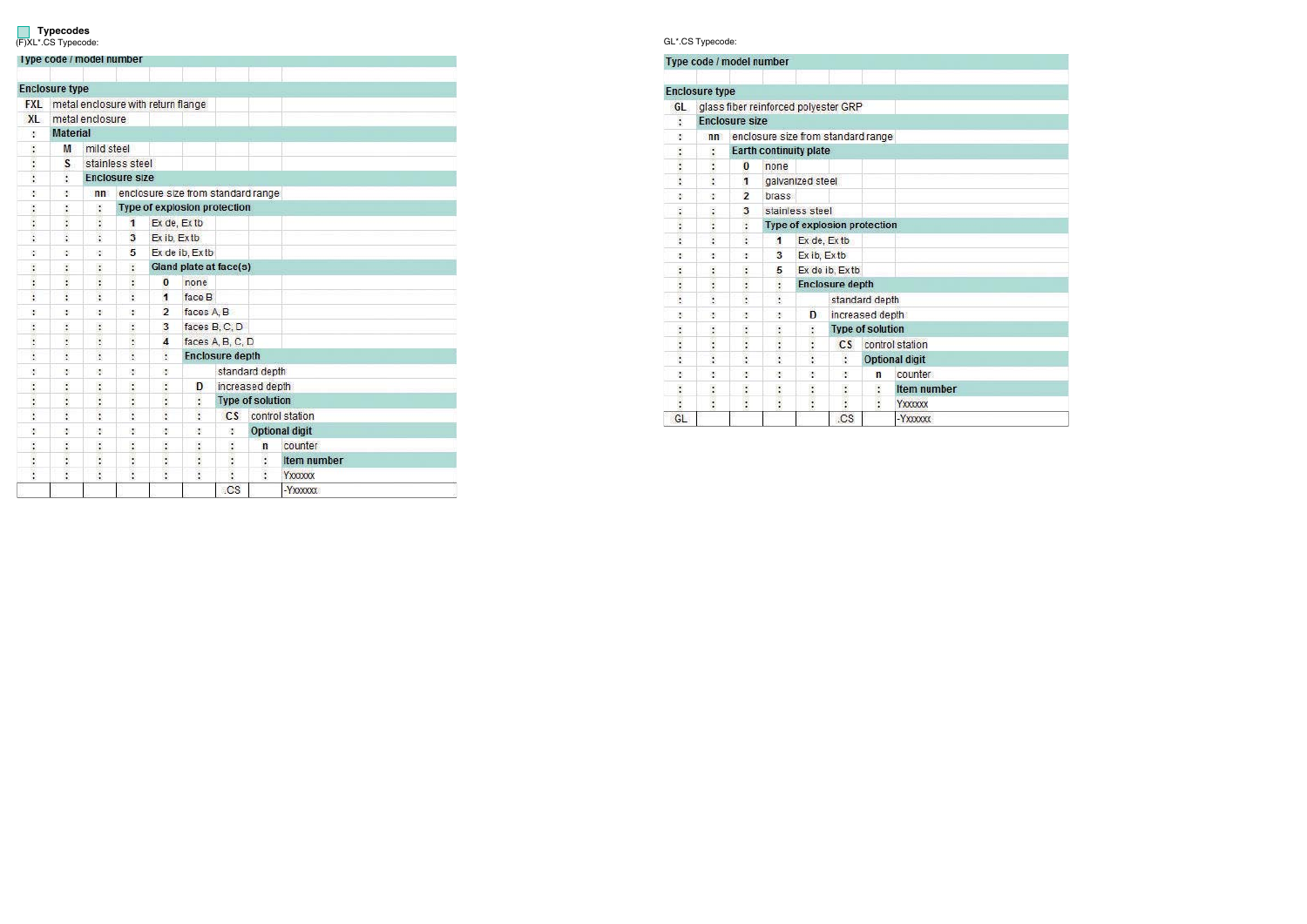## Typecodes

(F)XL*.CS Typecode:

| Type code / model number | | | | | | | | |
|---|---|---|---|---|---|---|---|---|
| **Enclosure type** | | | | | | | | |
| **FXL** | metal enclosure with return flange | | | | | | | |
| **XL** | metal enclosure | | | | | | | |
| : | **Material** | | | | | | | |
| : | **M** | mild steel | | | | | | |
| : | **S** | stainless steel | | | | | | |
| : | : | **Enclosure size** | | | | | | |
| : | : | **nn** | enclosure size from standard range | | | | | |
| : | : | : | **Type of explosion protection** | | | | | |
| : | : | : | **1** | Ex de, Ex tb | | | | |
| : | : | : | **3** | Ex ib, Ex tb | | | | |
| : | : | : | **5** | Ex de ib, Ex tb | | | | |
| : | : | : | : | **Gland plate at face(s)** | | | | |
| : | : | : | : | **0** | none | | | |
| : | : | : | : | **1** | face B | | | |
| : | : | : | : | **2** | faces A, B | | | |
| : | : | : | : | **3** | faces B, C, D | | | |
| : | : | : | : | **4** | faces A, B, C, D | | | |
| : | : | : | : | : | **Enclosure depth** | | | |
| : | : | : | : | : | | standard depth | | |
| : | : | : | : | : | **D** | increased depth | | |
| : | : | : | : | : | : | **Type of solution** | | |
| : | : | : | : | : | : | **CS** | control station | |
| : | : | : | : | : | : | : | **Optional digit** | |
| : | : | : | : | : | : | : | **n** | counter |
| : | : | : | : | : | : | : | : | **Item number** |
| : | : | : | : | : | : | : | : | Yxxxxxx |
| | | | | | | .CS | | -Yxxxxxx |

GL*.CS Typecode:

| Type code / model number | | | | | | | |
|---|---|---|---|---|---|---|---|
| **Enclosure type** | | | | | | | |
| **GL** | glass fiber reinforced polyester GRP | | | | | | |
| : | **Enclosure size** | | | | | | |
| : | **nn** | enclosure size from standard range | | | | | |
| : | : | **Earth continuity plate** | | | | | |
| : | : | **0** | none | | | | |
| : | : | **1** | galvanized steel | | | | |
| : | : | **2** | brass | | | | |
| : | : | **3** | stainless steel | | | | |
| : | : | : | **Type of explosion protection** | | | | |
| : | : | : | **1** | Ex de, Ex tb | | | |
| : | : | : | **3** | Ex ib, Ex tb | | | |
| : | : | : | **5** | Ex de ib, Ex tb | | | |
| : | : | : | : | **Enclosure depth** | | | |
| : | : | : | : | | standard depth | | |
| : | : | : | : | **D** | increased depth | | |
| : | : | : | : | : | **Type of solution** | | |
| : | : | : | : | : | **CS** | control station | |
| : | : | : | : | : | : | **Optional digit** | |
| : | : | : | : | : | : | **n** | counter |
| : | : | : | : | : | : | : | **Item number** |
| : | : | : | : | : | : | : | Yxxxxxx |
| GL | | | | | .CS | | -Yxxxxxx |